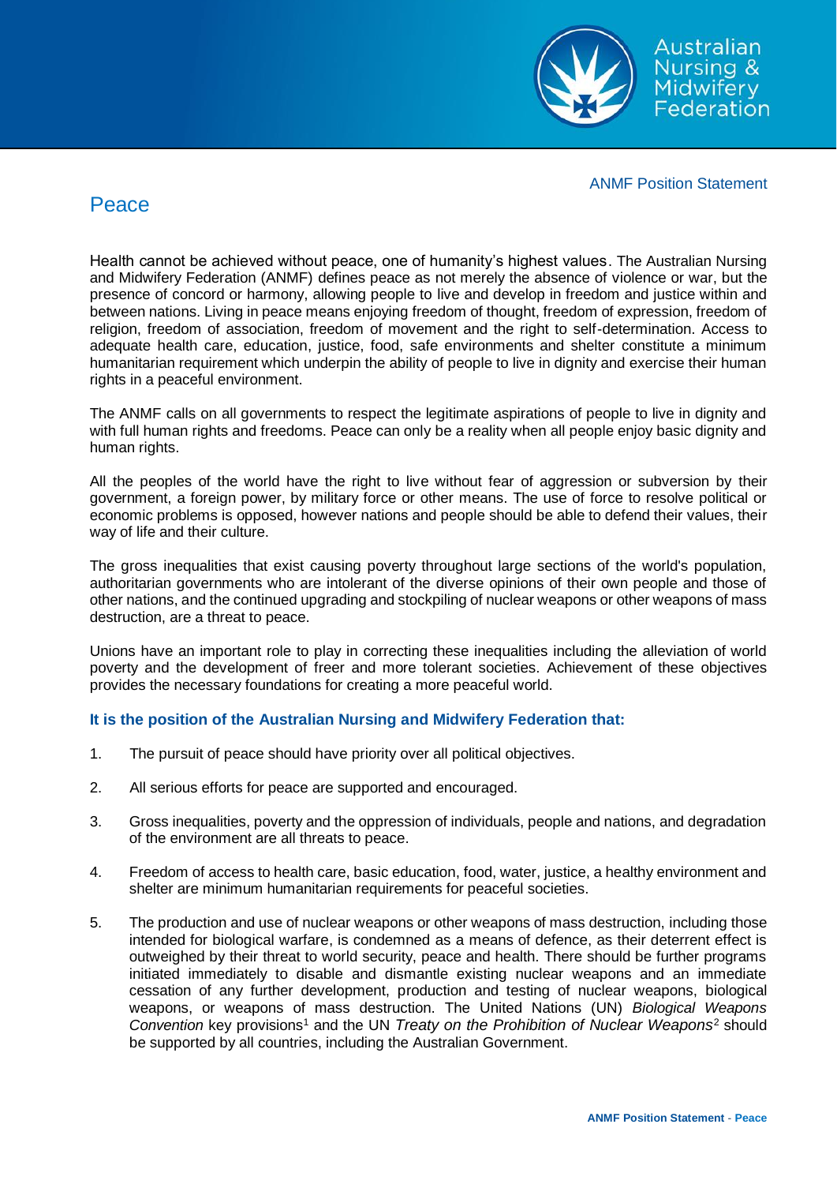ANMF Position Statement

# Peace

Health cannot be achieved without peace, one of humanity's highest values. The Australian Nursing and Midwifery Federation (ANMF) defines peace as not merely the absence of violence or war, but the presence of concord or harmony, allowing people to live and develop in freedom and justice within and between nations. Living in peace means enjoying freedom of thought, freedom of expression, freedom of religion, freedom of association, freedom of movement and the right to self-determination. Access to adequate health care, education, justice, food, safe environments and shelter constitute a minimum humanitarian requirement which underpin the ability of people to live in dignity and exercise their human rights in a peaceful environment.

The ANMF calls on all governments to respect the legitimate aspirations of people to live in dignity and with full human rights and freedoms. Peace can only be a reality when all people enjoy basic dignity and human rights.

All the peoples of the world have the right to live without fear of aggression or subversion by their government, a foreign power, by military force or other means. The use of force to resolve political or economic problems is opposed, however nations and people should be able to defend their values, their way of life and their culture.

The gross inequalities that exist causing poverty throughout large sections of the world's population, authoritarian governments who are intolerant of the diverse opinions of their own people and those of other nations, and the continued upgrading and stockpiling of nuclear weapons or other weapons of mass destruction, are a threat to peace.

Unions have an important role to play in correcting these inequalities including the alleviation of world poverty and the development of freer and more tolerant societies. Achievement of these objectives provides the necessary foundations for creating a more peaceful world.

### It is the position of the Australian Nursing and Midwifery Federation that:

1. The pursuit of peace should have priority over all political objectives.

2. All serious efforts for peace are supported and encouraged.

3. Gross inequalities, poverty and the oppression of individuals, people and nations, and degradation of the environment are all threats to peace.

4. Freedom of access to health care, basic education, food, water, justice, a healthy environment and shelter are minimum humanitarian requirements for peaceful societies.

5. The production and use of nuclear weapons or other weapons of mass destruction, including those intended for biological warfare, is condemned as a means of defence, as their deterrent effect is outweighed by their threat to world security, peace and health. There should be further programs initiated immediately to disable and dismantle existing nuclear weapons and an immediate cessation of any further development, production and testing of nuclear weapons, biological weapons, or weapons of mass destruction. The United Nations (UN) *Biological Weapons Convention* key provisions[1] and the UN *Treaty on the Prohibition of Nuclear Weapons*[2] should be supported by all countries, including the Australian Government.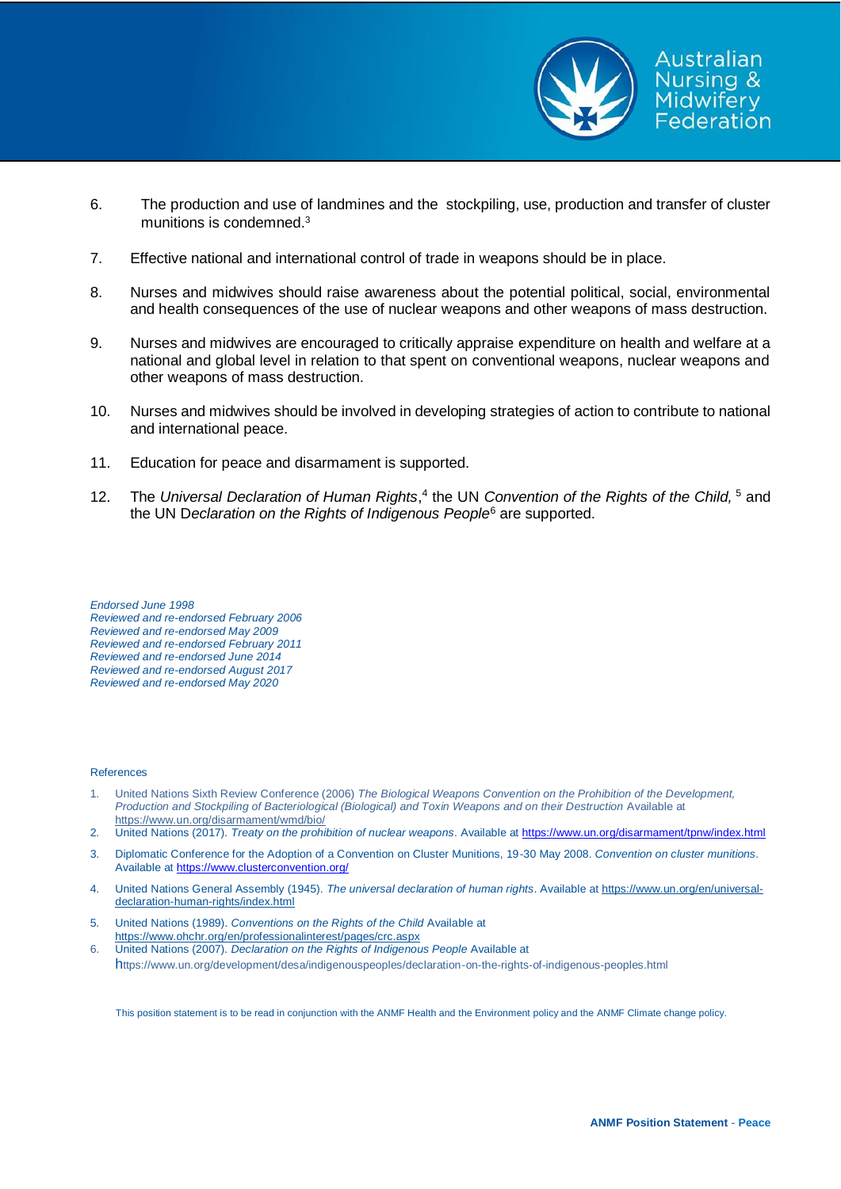6. The production and use of landmines and the stockpiling, use, production and transfer of cluster munitions is condemned.[3]

7. Effective national and international control of trade in weapons should be in place.

8. Nurses and midwives should raise awareness about the potential political, social, environmental and health consequences of the use of nuclear weapons and other weapons of mass destruction.

9. Nurses and midwives are encouraged to critically appraise expenditure on health and welfare at a national and global level in relation to that spent on conventional weapons, nuclear weapons and other weapons of mass destruction.

10. Nurses and midwives should be involved in developing strategies of action to contribute to national and international peace.

11. Education for peace and disarmament is supported.

12. The *Universal Declaration of Human Rights*,[4] the UN *Convention of the Rights of the Child,* [5] and the UN D*eclaration on the Rights of Indigenous People*[6] are supported.

*Endorsed June 1998*
*Reviewed and re-endorsed February 2006*
*Reviewed and re-endorsed May 2009*
*Reviewed and re-endorsed February 2011*
*Reviewed and re-endorsed June 2014*
*Reviewed and re-endorsed August 2017*
*Reviewed and re-endorsed May 2020*

References

1. United Nations Sixth Review Conference (2006) *The Biological Weapons Convention on the Prohibition of the Development, Production and Stockpiling of Bacteriological (Biological) and Toxin Weapons and on their Destruction* Available at https://www.un.org/disarmament/wmd/bio/
2. United Nations (2017). *Treaty on the prohibition of nuclear weapons*. Available at https://www.un.org/disarmament/tpnw/index.html
3. Diplomatic Conference for the Adoption of a Convention on Cluster Munitions, 19-30 May 2008. *Convention on cluster munitions*. Available at https://www.clusterconvention.org/
4. United Nations General Assembly (1945). *The universal declaration of human rights*. Available at https://www.un.org/en/universal-declaration-human-rights/index.html
5. United Nations (1989). *Conventions on the Rights of the Child* Available at https://www.ohchr.org/en/professionalinterest/pages/crc.aspx
6. United Nations (2007). *Declaration on the Rights of Indigenous People* Available at https://www.un.org/development/desa/indigenouspeoples/declaration-on-the-rights-of-indigenous-peoples.html

This position statement is to be read in conjunction with the ANMF Health and the Environment policy and the ANMF Climate change policy.